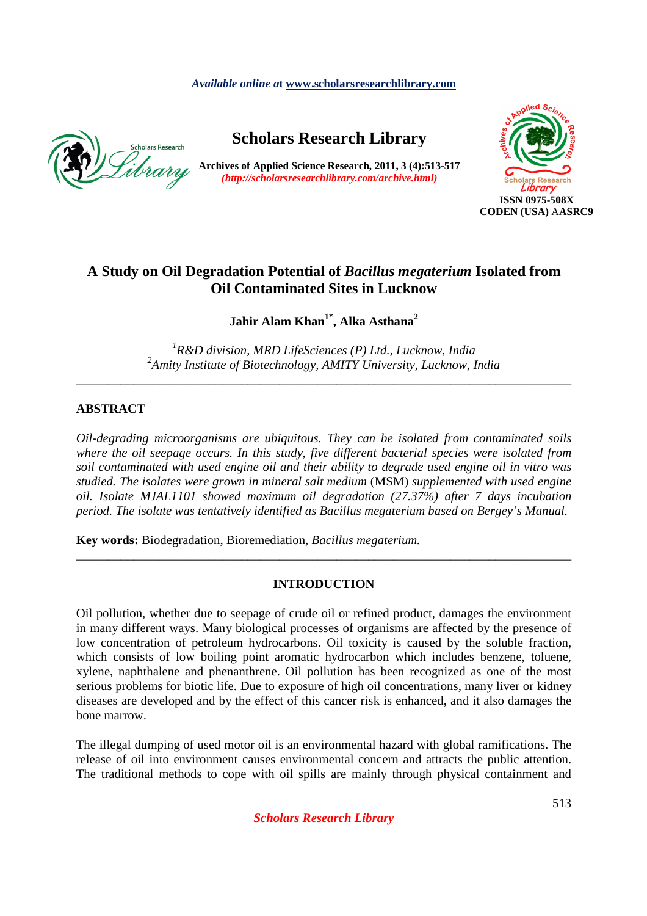*Available online at* www.scholarsresearchlibrary.com

**Scholars Research Library**

**Archives of Applied Science Research, 2011, 3 (4):513-517**
***(http://scholarsresearchlibrary.com/archive.html)***

**ISSN 0975-508X**
**CODEN (USA) AASRC9**

# A Study on Oil Degradation Potential of *Bacillus megaterium* Isolated from Oil Contaminated Sites in Lucknow

**Jahir Alam Khan[1*], Alka Asthana[2]**

[1]*R&D division, MRD LifeSciences (P) Ltd., Lucknow, India*
[2]*Amity Institute of Biotechnology, AMITY University, Lucknow, India*

---

## ABSTRACT

*Oil-degrading microorganisms are ubiquitous. They can be isolated from contaminated soils where the oil seepage occurs. In this study, five different bacterial species were isolated from soil contaminated with used engine oil and their ability to degrade used engine oil in vitro was studied. The isolates were grown in mineral salt medium* (MSM) *supplemented with used engine oil. Isolate MJAL1101 showed maximum oil degradation (27.37%) after 7 days incubation period. The isolate was tentatively identified as Bacillus megaterium based on Bergey's Manual.*

**Key words:** Biodegradation, Bioremediation, *Bacillus megaterium.*

---

## INTRODUCTION

Oil pollution, whether due to seepage of crude oil or refined product, damages the environment in many different ways. Many biological processes of organisms are affected by the presence of low concentration of petroleum hydrocarbons. Oil toxicity is caused by the soluble fraction, which consists of low boiling point aromatic hydrocarbon which includes benzene, toluene, xylene, naphthalene and phenanthrene. Oil pollution has been recognized as one of the most serious problems for biotic life. Due to exposure of high oil concentrations, many liver or kidney diseases are developed and by the effect of this cancer risk is enhanced, and it also damages the bone marrow.

The illegal dumping of used motor oil is an environmental hazard with global ramifications. The release of oil into environment causes environmental concern and attracts the public attention. The traditional methods to cope with oil spills are mainly through physical containment and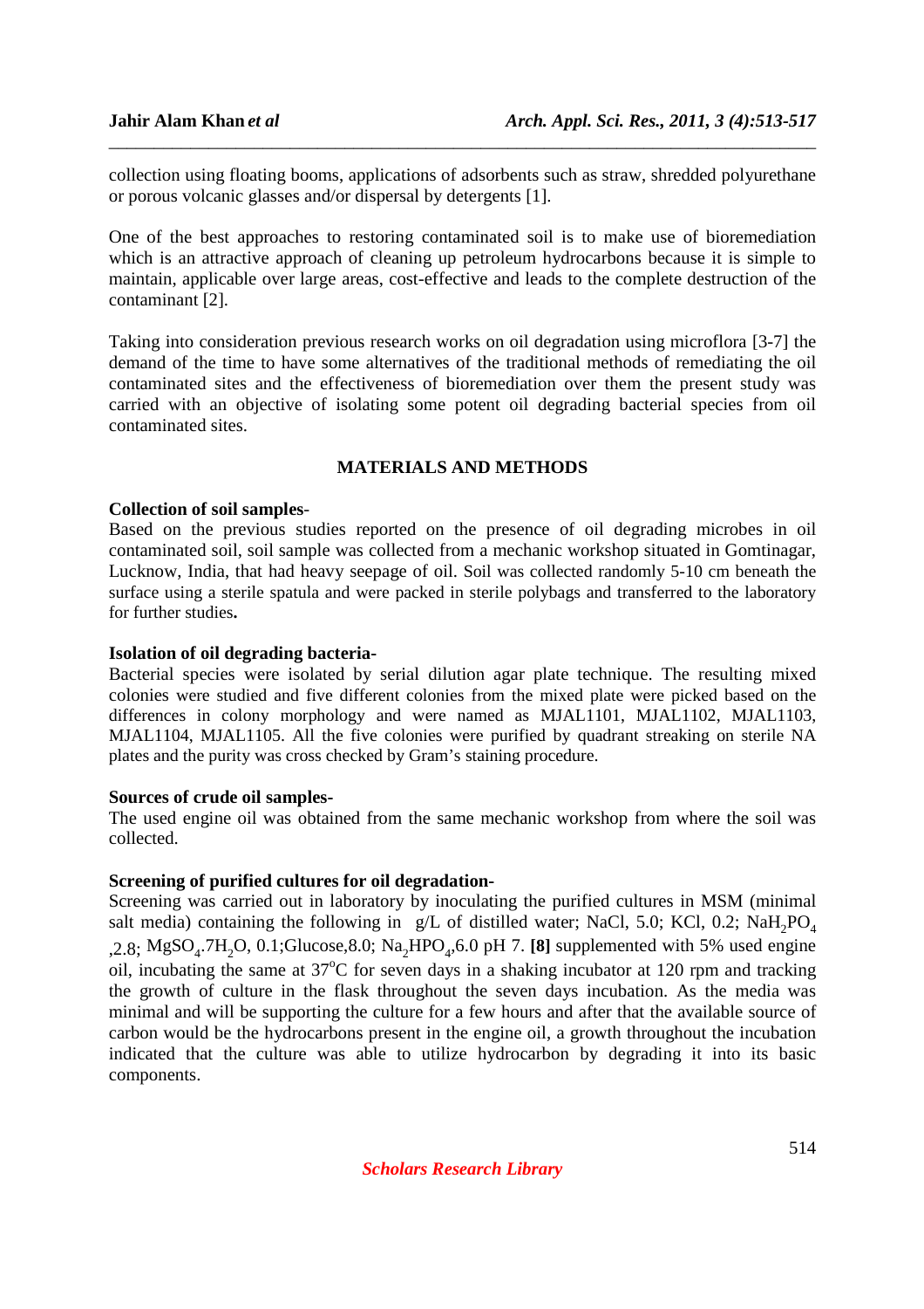collection using floating booms, applications of adsorbents such as straw, shredded polyurethane or porous volcanic glasses and/or dispersal by detergents [1].

One of the best approaches to restoring contaminated soil is to make use of bioremediation which is an attractive approach of cleaning up petroleum hydrocarbons because it is simple to maintain, applicable over large areas, cost-effective and leads to the complete destruction of the contaminant [2].

Taking into consideration previous research works on oil degradation using microflora [3-7] the demand of the time to have some alternatives of the traditional methods of remediating the oil contaminated sites and the effectiveness of bioremediation over them the present study was carried with an objective of isolating some potent oil degrading bacterial species from oil contaminated sites.

## MATERIALS AND METHODS

**Collection of soil samples-**
Based on the previous studies reported on the presence of oil degrading microbes in oil contaminated soil, soil sample was collected from a mechanic workshop situated in Gomtinagar, Lucknow, India, that had heavy seepage of oil. Soil was collected randomly 5-10 cm beneath the surface using a sterile spatula and were packed in sterile polybags and transferred to the laboratory for further studies**.**

**Isolation of oil degrading bacteria-**
Bacterial species were isolated by serial dilution agar plate technique. The resulting mixed colonies were studied and five different colonies from the mixed plate were picked based on the differences in colony morphology and were named as MJAL1101, MJAL1102, MJAL1103, MJAL1104, MJAL1105. All the five colonies were purified by quadrant streaking on sterile NA plates and the purity was cross checked by Gram's staining procedure.

**Sources of crude oil samples-**
The used engine oil was obtained from the same mechanic workshop from where the soil was collected.

**Screening of purified cultures for oil degradation-**
Screening was carried out in laboratory by inoculating the purified cultures in MSM (minimal salt media) containing the following in g/L of distilled water; NaCl, 5.0; KCl, 0.2; $NaH_2PO_4$ ,2.8; $MgSO_4.7H_2O$, 0.1;Glucose,8.0; $Na_2HPO_4$,6.0 pH 7. **[8]** supplemented with 5% used engine oil, incubating the same at $37^oC$ for seven days in a shaking incubator at 120 rpm and tracking the growth of culture in the flask throughout the seven days incubation. As the media was minimal and will be supporting the culture for a few hours and after that the available source of carbon would be the hydrocarbons present in the engine oil, a growth throughout the incubation indicated that the culture was able to utilize hydrocarbon by degrading it into its basic components.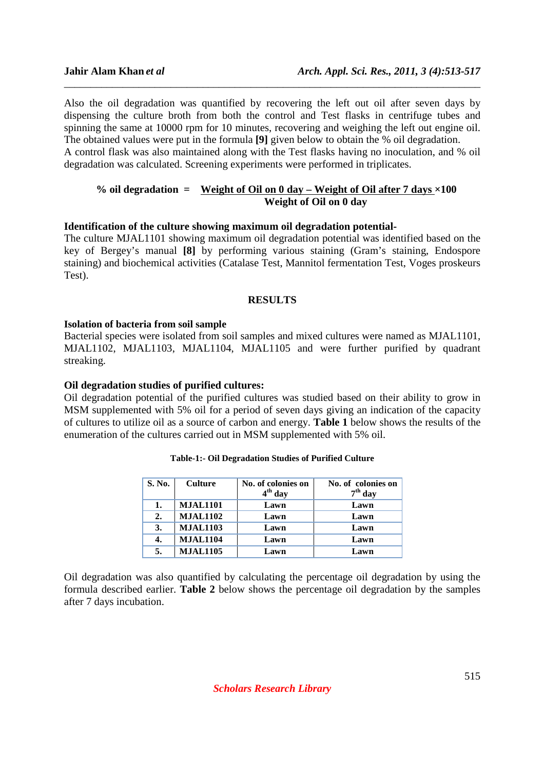Also the oil degradation was quantified by recovering the left out oil after seven days by dispensing the culture broth from both the control and Test flasks in centrifuge tubes and spinning the same at 10000 rpm for 10 minutes, recovering and weighing the left out engine oil. The obtained values were put in the formula **[9]** given below to obtain the % oil degradation.
A control flask was also maintained along with the Test flasks having no inoculation, and % oil degradation was calculated. Screening experiments were performed in triplicates.

$$\textbf{\% oil degradation} = \frac{\textbf{Weight of Oil on 0 day} - \textbf{Weight of Oil after 7 days}}{\textbf{Weight of Oil on 0 day}} \times 100$$

**Identification of the culture showing maximum oil degradation potential-**
The culture MJAL1101 showing maximum oil degradation potential was identified based on the key of Bergey's manual **[8]** by performing various staining (Gram's staining, Endospore staining) and biochemical activities (Catalase Test, Mannitol fermentation Test, Voges proskeurs Test).

## RESULTS

**Isolation of bacteria from soil sample**
Bacterial species were isolated from soil samples and mixed cultures were named as MJAL1101, MJAL1102, MJAL1103, MJAL1104, MJAL1105 and were further purified by quadrant streaking.

**Oil degradation studies of purified cultures:**
Oil degradation potential of the purified cultures was studied based on their ability to grow in MSM supplemented with 5% oil for a period of seven days giving an indication of the capacity of cultures to utilize oil as a source of carbon and energy. **Table 1** below shows the results of the enumeration of the cultures carried out in MSM supplemented with 5% oil.

**Table-1:- Oil Degradation Studies of Purified Culture**

| S. No. | Culture | No. of colonies on 4th day | No. of colonies on 7th day |
|---|---|---|---|
| 1. | MJAL1101 | Lawn | Lawn |
| 2. | MJAL1102 | Lawn | Lawn |
| 3. | MJAL1103 | Lawn | Lawn |
| 4. | MJAL1104 | Lawn | Lawn |
| 5. | MJAL1105 | Lawn | Lawn |

Oil degradation was also quantified by calculating the percentage oil degradation by using the formula described earlier. **Table 2** below shows the percentage oil degradation by the samples after 7 days incubation.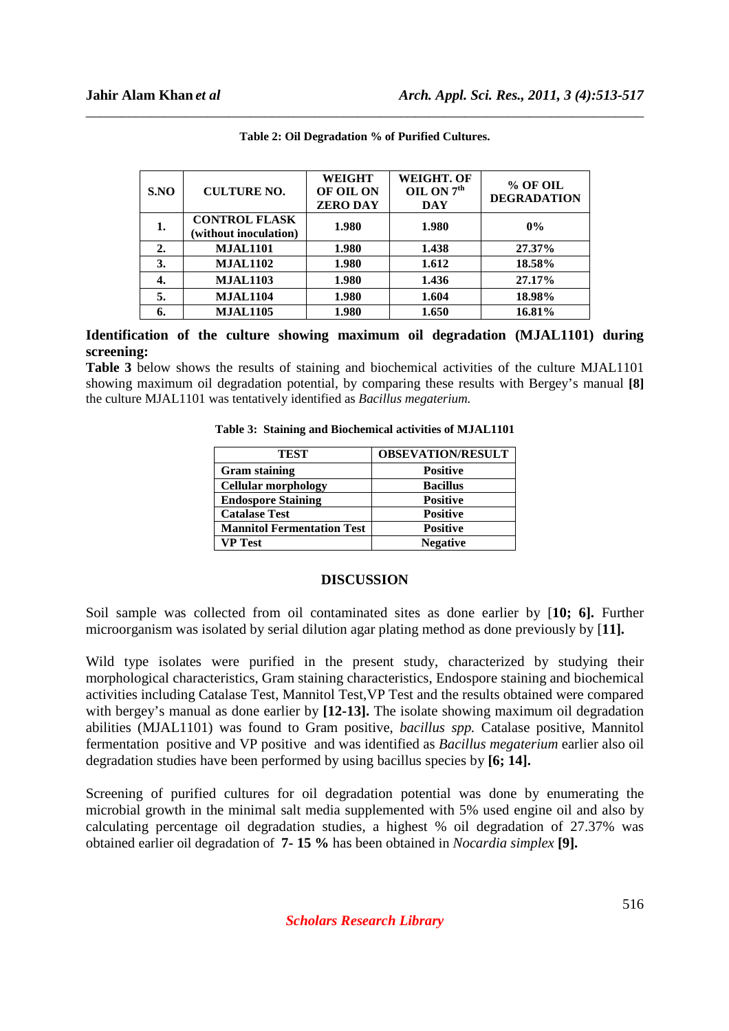**Table 2: Oil Degradation % of Purified Cultures.**

| S.NO | CULTURE NO. | WEIGHT OF OIL ON ZERO DAY | WEIGHT. OF OIL ON 7$^{th}$ DAY | % OF OIL DEGRADATION |
|---|---|---|---|---|
| 1. | CONTROL FLASK (without inoculation) | 1.980 | 1.980 | 0% |
| 2. | MJAL1101 | 1.980 | 1.438 | 27.37% |
| 3. | MJAL1102 | 1.980 | 1.612 | 18.58% |
| 4. | MJAL1103 | 1.980 | 1.436 | 27.17% |
| 5. | MJAL1104 | 1.980 | 1.604 | 18.98% |
| 6. | MJAL1105 | 1.980 | 1.650 | 16.81% |

## Identification of the culture showing maximum oil degradation (MJAL1101) during screening:

**Table 3** below shows the results of staining and biochemical activities of the culture MJAL1101 showing maximum oil degradation potential, by comparing these results with Bergey's manual **[8]** the culture MJAL1101 was tentatively identified as *Bacillus megaterium.*

**Table 3: Staining and Biochemical activities of MJAL1101**

| TEST | OBSEVATION/RESULT |
|---|---|
| Gram staining | Positive |
| Cellular morphology | Bacillus |
| Endospore Staining | Positive |
| Catalase Test | Positive |
| Mannitol Fermentation Test | Positive |
| VP Test | Negative |

## DISCUSSION

Soil sample was collected from oil contaminated sites as done earlier by [**10; 6].** Further microorganism was isolated by serial dilution agar plating method as done previously by [**11].**

Wild type isolates were purified in the present study, characterized by studying their morphological characteristics, Gram staining characteristics, Endospore staining and biochemical activities including Catalase Test, Mannitol Test,VP Test and the results obtained were compared with bergey's manual as done earlier by **[12-13].** The isolate showing maximum oil degradation abilities (MJAL1101) was found to Gram positive, *bacillus spp.* Catalase positive, Mannitol fermentation positive and VP positive and was identified as *Bacillus megaterium* earlier also oil degradation studies have been performed by using bacillus species by **[6; 14].**

Screening of purified cultures for oil degradation potential was done by enumerating the microbial growth in the minimal salt media supplemented with 5% used engine oil and also by calculating percentage oil degradation studies, a highest % oil degradation of 27.37% was obtained earlier oil degradation of **7- 15 %** has been obtained in *Nocardia simplex* **[9].**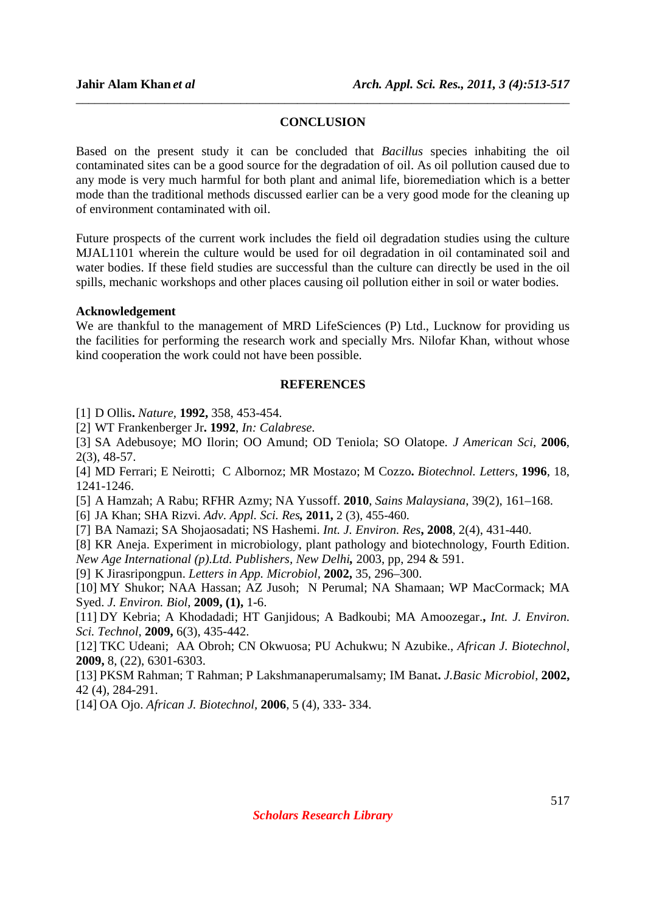## CONCLUSION

Based on the present study it can be concluded that *Bacillus* species inhabiting the oil contaminated sites can be a good source for the degradation of oil. As oil pollution caused due to any mode is very much harmful for both plant and animal life, bioremediation which is a better mode than the traditional methods discussed earlier can be a very good mode for the cleaning up of environment contaminated with oil.

Future prospects of the current work includes the field oil degradation studies using the culture MJAL1101 wherein the culture would be used for oil degradation in oil contaminated soil and water bodies. If these field studies are successful than the culture can directly be used in the oil spills, mechanic workshops and other places causing oil pollution either in soil or water bodies.

**Acknowledgement**

We are thankful to the management of MRD LifeSciences (P) Ltd., Lucknow for providing us the facilities for performing the research work and specially Mrs. Nilofar Khan, without whose kind cooperation the work could not have been possible.

## REFERENCES

[1] D Ollis**.** *Nature,* **1992,** 358, 453-454.

[2] WT Frankenberger Jr**. 1992**, *In: Calabrese*.

[3] SA Adebusoye; MO Ilorin; OO Amund; OD Teniola; SO Olatope. *J American Sci*, **2006**, 2(3), 48-57.

[4] MD Ferrari; E Neirotti; C Albornoz; MR Mostazo; M Cozzo**.** *Biotechnol. Letters*, **1996**, 18, 1241-1246.

[5] A Hamzah; A Rabu; RFHR Azmy; NA Yussoff. **2010**, *Sains Malaysiana*, 39(2), 161–168.

[6] JA Khan; SHA Rizvi. *Adv. Appl. Sci. Res,* **2011,** 2 (3), 455-460.

[7] BA Namazi; SA Shojaosadati; NS Hashemi. *Int. J. Environ. Res***, 2008**, 2(4), 431-440.

[8] KR Aneja. Experiment in microbiology, plant pathology and biotechnology, Fourth Edition. *New Age International (p).Ltd. Publishers, New Delhi,* 2003, pp, 294 & 591.

[9] K Jirasripongpun. *Letters in App. Microbiol,* **2002,** 35, 296–300.

[10] MY Shukor; NAA Hassan; AZ Jusoh; N Perumal; NA Shamaan; WP MacCormack; MA Syed. *J. Environ. Biol*, **2009, (1),** 1-6.

[11] DY Kebria; A Khodadadi; HT Ganjidous; A Badkoubi; MA Amoozegar.**,** *Int. J. Environ. Sci. Technol*, **2009,** 6(3), 435-442.

[12] TKC Udeani; AA Obroh; CN Okwuosa; PU Achukwu; N Azubike., *African J. Biotechnol*, **2009,** 8, (22), 6301-6303.

[13] PKSM Rahman; T Rahman; P Lakshmanaperumalsamy; IM Banat**.** *J.Basic Microbiol*, **2002,** 42 (4), 284-291.

[14] OA Ojo. *African J. Biotechnol*, **2006**, 5 (4), 333- 334.